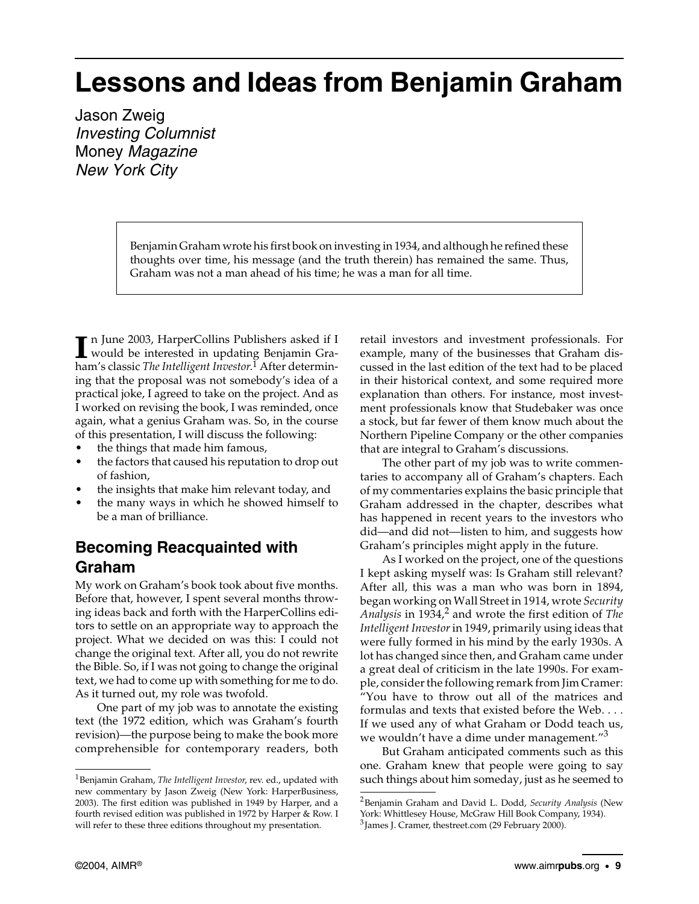# Lessons and Ideas from Benjamin Graham

Jason Zweig
*Investing Columnist*
Money *Magazine*
*New York City*

> Benjamin Graham wrote his first book on investing in 1934, and although he refined these thoughts over time, his message (and the truth therein) has remained the same. Thus, Graham was not a man ahead of his time; he was a man for all time.

In June 2003, HarperCollins Publishers asked if I would be interested in updating Benjamin Graham's classic *The Intelligent Investor*.[1] After determining that the proposal was not somebody's idea of a practical joke, I agreed to take on the project. And as I worked on revising the book, I was reminded, once again, what a genius Graham was. So, in the course of this presentation, I will discuss the following:

- the things that made him famous,
- the factors that caused his reputation to drop out of fashion,
- the insights that make him relevant today, and
- the many ways in which he showed himself to be a man of brilliance.

## Becoming Reacquainted with Graham

My work on Graham's book took about five months. Before that, however, I spent several months throwing ideas back and forth with the HarperCollins editors to settle on an appropriate way to approach the project. What we decided on was this: I could not change the original text. After all, you do not rewrite the Bible. So, if I was not going to change the original text, we had to come up with something for me to do. As it turned out, my role was twofold.

One part of my job was to annotate the existing text (the 1972 edition, which was Graham's fourth revision)—the purpose being to make the book more comprehensible for contemporary readers, both retail investors and investment professionals. For example, many of the businesses that Graham discussed in the last edition of the text had to be placed in their historical context, and some required more explanation than others. For instance, most investment professionals know that Studebaker was once a stock, but far fewer of them know much about the Northern Pipeline Company or the other companies that are integral to Graham's discussions.

The other part of my job was to write commentaries to accompany all of Graham's chapters. Each of my commentaries explains the basic principle that Graham addressed in the chapter, describes what has happened in recent years to the investors who did—and did not—listen to him, and suggests how Graham's principles might apply in the future.

As I worked on the project, one of the questions I kept asking myself was: Is Graham still relevant? After all, this was a man who was born in 1894, began working on Wall Street in 1914, wrote *Security Analysis* in 1934,[2] and wrote the first edition of *The Intelligent Investor* in 1949, primarily using ideas that were fully formed in his mind by the early 1930s. A lot has changed since then, and Graham came under a great deal of criticism in the late 1990s. For example, consider the following remark from Jim Cramer: "You have to throw out all of the matrices and formulas and texts that existed before the Web. . . . If we used any of what Graham or Dodd teach us, we wouldn't have a dime under management."[3]

But Graham anticipated comments such as this one. Graham knew that people were going to say such things about him someday, just as he seemed to

---

[1] Benjamin Graham, *The Intelligent Investor*, rev. ed., updated with new commentary by Jason Zweig (New York: HarperBusiness, 2003). The first edition was published in 1949 by Harper, and a fourth revised edition was published in 1972 by Harper & Row. I will refer to these three editions throughout my presentation.

[2] Benjamin Graham and David L. Dodd, *Security Analysis* (New York: Whittlesey House, McGraw Hill Book Company, 1934).

[3] James J. Cramer, thestreet.com (29 February 2000).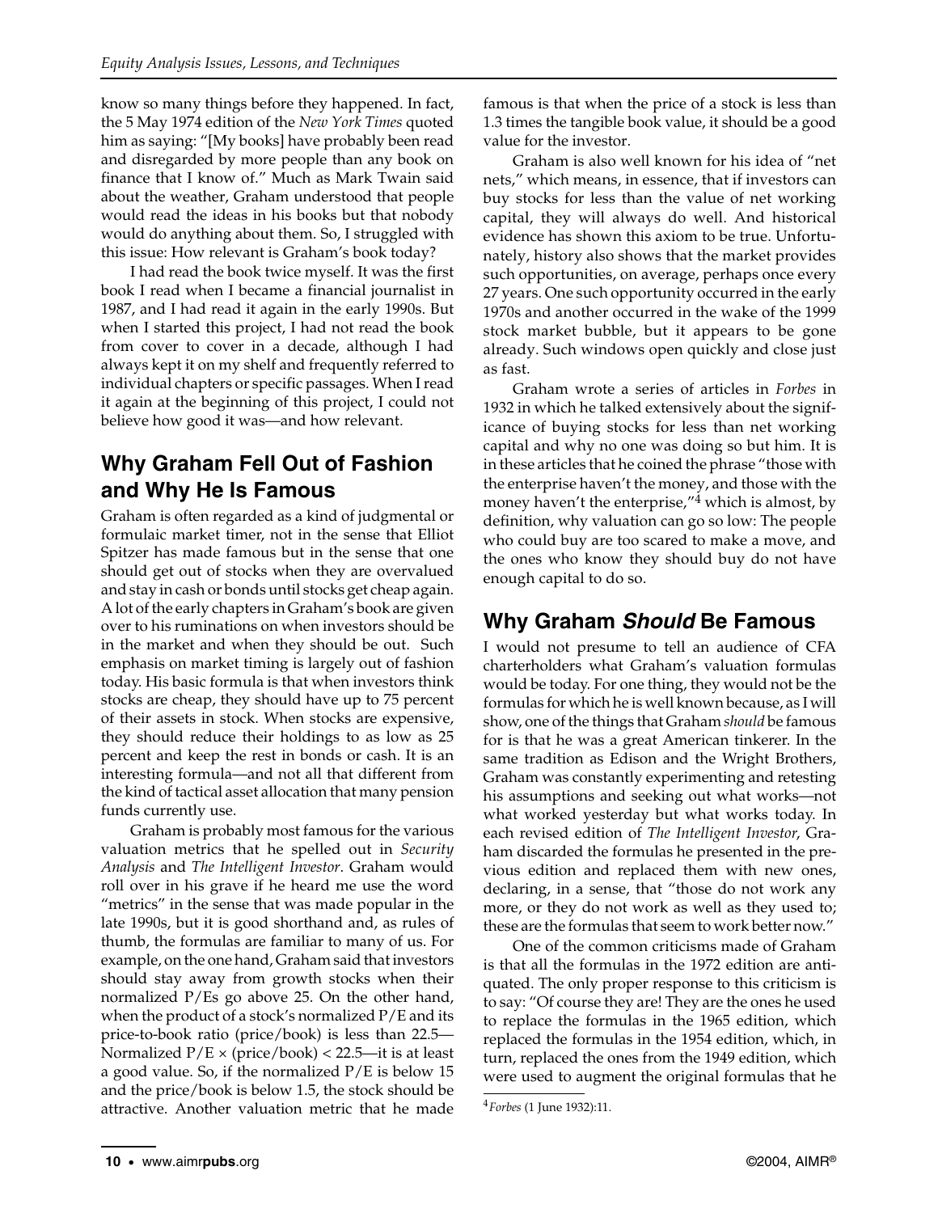know so many things before they happened. In fact, the 5 May 1974 edition of the *New York Times* quoted him as saying: "[My books] have probably been read and disregarded by more people than any book on finance that I know of." Much as Mark Twain said about the weather, Graham understood that people would read the ideas in his books but that nobody would do anything about them. So, I struggled with this issue: How relevant is Graham's book today?

I had read the book twice myself. It was the first book I read when I became a financial journalist in 1987, and I had read it again in the early 1990s. But when I started this project, I had not read the book from cover to cover in a decade, although I had always kept it on my shelf and frequently referred to individual chapters or specific passages. When I read it again at the beginning of this project, I could not believe how good it was—and how relevant.

## Why Graham Fell Out of Fashion and Why He Is Famous

Graham is often regarded as a kind of judgmental or formulaic market timer, not in the sense that Elliot Spitzer has made famous but in the sense that one should get out of stocks when they are overvalued and stay in cash or bonds until stocks get cheap again. A lot of the early chapters in Graham's book are given over to his ruminations on when investors should be in the market and when they should be out. Such emphasis on market timing is largely out of fashion today. His basic formula is that when investors think stocks are cheap, they should have up to 75 percent of their assets in stock. When stocks are expensive, they should reduce their holdings to as low as 25 percent and keep the rest in bonds or cash. It is an interesting formula—and not all that different from the kind of tactical asset allocation that many pension funds currently use.

Graham is probably most famous for the various valuation metrics that he spelled out in *Security Analysis* and *The Intelligent Investor*. Graham would roll over in his grave if he heard me use the word "metrics" in the sense that was made popular in the late 1990s, but it is good shorthand and, as rules of thumb, the formulas are familiar to many of us. For example, on the one hand, Graham said that investors should stay away from growth stocks when their normalized P/Es go above 25. On the other hand, when the product of a stock's normalized P/E and its price-to-book ratio (price/book) is less than 22.5—Normalized P/E × (price/book) < 22.5—it is at least a good value. So, if the normalized P/E is below 15 and the price/book is below 1.5, the stock should be attractive. Another valuation metric that he made famous is that when the price of a stock is less than 1.3 times the tangible book value, it should be a good value for the investor.

Graham is also well known for his idea of "net nets," which means, in essence, that if investors can buy stocks for less than the value of net working capital, they will always do well. And historical evidence has shown this axiom to be true. Unfortunately, history also shows that the market provides such opportunities, on average, perhaps once every 27 years. One such opportunity occurred in the early 1970s and another occurred in the wake of the 1999 stock market bubble, but it appears to be gone already. Such windows open quickly and close just as fast.

Graham wrote a series of articles in *Forbes* in 1932 in which he talked extensively about the significance of buying stocks for less than net working capital and why no one was doing so but him. It is in these articles that he coined the phrase "those with the enterprise haven't the money, and those with the money haven't the enterprise,"[4] which is almost, by definition, why valuation can go so low: The people who could buy are too scared to make a move, and the ones who know they should buy do not have enough capital to do so.

## Why Graham *Should* Be Famous

I would not presume to tell an audience of CFA charterholders what Graham's valuation formulas would be today. For one thing, they would not be the formulas for which he is well known because, as I will show, one of the things that Graham *should* be famous for is that he was a great American tinkerer. In the same tradition as Edison and the Wright Brothers, Graham was constantly experimenting and retesting his assumptions and seeking out what works—not what worked yesterday but what works today. In each revised edition of *The Intelligent Investor*, Graham discarded the formulas he presented in the previous edition and replaced them with new ones, declaring, in a sense, that "those do not work any more, or they do not work as well as they used to; these are the formulas that seem to work better now."

One of the common criticisms made of Graham is that all the formulas in the 1972 edition are antiquated. The only proper response to this criticism is to say: "Of course they are! They are the ones he used to replace the formulas in the 1965 edition, which replaced the formulas in the 1954 edition, which, in turn, replaced the ones from the 1949 edition, which were used to augment the original formulas that he

[4] *Forbes* (1 June 1932):11.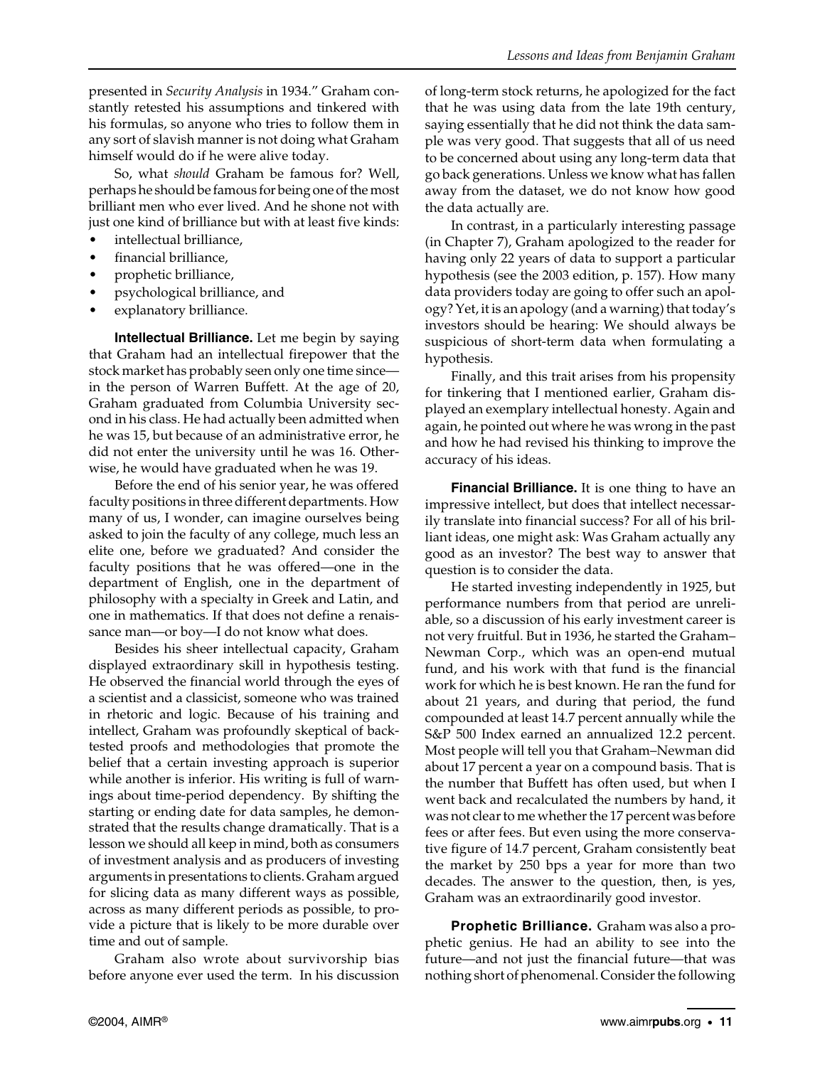presented in *Security Analysis* in 1934." Graham constantly retested his assumptions and tinkered with his formulas, so anyone who tries to follow them in any sort of slavish manner is not doing what Graham himself would do if he were alive today.

So, what *should* Graham be famous for? Well, perhaps he should be famous for being one of the most brilliant men who ever lived. And he shone not with just one kind of brilliance but with at least five kinds:

- intellectual brilliance,
- financial brilliance,
- prophetic brilliance,
- psychological brilliance, and
- explanatory brilliance.

**Intellectual Brilliance.** Let me begin by saying that Graham had an intellectual firepower that the stock market has probably seen only one time since—in the person of Warren Buffett. At the age of 20, Graham graduated from Columbia University second in his class. He had actually been admitted when he was 15, but because of an administrative error, he did not enter the university until he was 16. Otherwise, he would have graduated when he was 19.

Before the end of his senior year, he was offered faculty positions in three different departments. How many of us, I wonder, can imagine ourselves being asked to join the faculty of any college, much less an elite one, before we graduated? And consider the faculty positions that he was offered—one in the department of English, one in the department of philosophy with a specialty in Greek and Latin, and one in mathematics. If that does not define a renaissance man—or boy—I do not know what does.

Besides his sheer intellectual capacity, Graham displayed extraordinary skill in hypothesis testing. He observed the financial world through the eyes of a scientist and a classicist, someone who was trained in rhetoric and logic. Because of his training and intellect, Graham was profoundly skeptical of backtested proofs and methodologies that promote the belief that a certain investing approach is superior while another is inferior. His writing is full of warnings about time-period dependency. By shifting the starting or ending date for data samples, he demonstrated that the results change dramatically. That is a lesson we should all keep in mind, both as consumers of investment analysis and as producers of investing arguments in presentations to clients. Graham argued for slicing data as many different ways as possible, across as many different periods as possible, to provide a picture that is likely to be more durable over time and out of sample.

Graham also wrote about survivorship bias before anyone ever used the term. In his discussion of long-term stock returns, he apologized for the fact that he was using data from the late 19th century, saying essentially that he did not think the data sample was very good. That suggests that all of us need to be concerned about using any long-term data that go back generations. Unless we know what has fallen away from the dataset, we do not know how good the data actually are.

In contrast, in a particularly interesting passage (in Chapter 7), Graham apologized to the reader for having only 22 years of data to support a particular hypothesis (see the 2003 edition, p. 157). How many data providers today are going to offer such an apology? Yet, it is an apology (and a warning) that today's investors should be hearing: We should always be suspicious of short-term data when formulating a hypothesis.

Finally, and this trait arises from his propensity for tinkering that I mentioned earlier, Graham displayed an exemplary intellectual honesty. Again and again, he pointed out where he was wrong in the past and how he had revised his thinking to improve the accuracy of his ideas.

**Financial Brilliance.** It is one thing to have an impressive intellect, but does that intellect necessarily translate into financial success? For all of his brilliant ideas, one might ask: Was Graham actually any good as an investor? The best way to answer that question is to consider the data.

He started investing independently in 1925, but performance numbers from that period are unreliable, so a discussion of his early investment career is not very fruitful. But in 1936, he started the Graham–Newman Corp., which was an open-end mutual fund, and his work with that fund is the financial work for which he is best known. He ran the fund for about 21 years, and during that period, the fund compounded at least 14.7 percent annually while the S&P 500 Index earned an annualized 12.2 percent. Most people will tell you that Graham–Newman did about 17 percent a year on a compound basis. That is the number that Buffett has often used, but when I went back and recalculated the numbers by hand, it was not clear to me whether the 17 percent was before fees or after fees. But even using the more conservative figure of 14.7 percent, Graham consistently beat the market by 250 bps a year for more than two decades. The answer to the question, then, is yes, Graham was an extraordinarily good investor.

**Prophetic Brilliance.** Graham was also a prophetic genius. He had an ability to see into the future—and not just the financial future—that was nothing short of phenomenal. Consider the following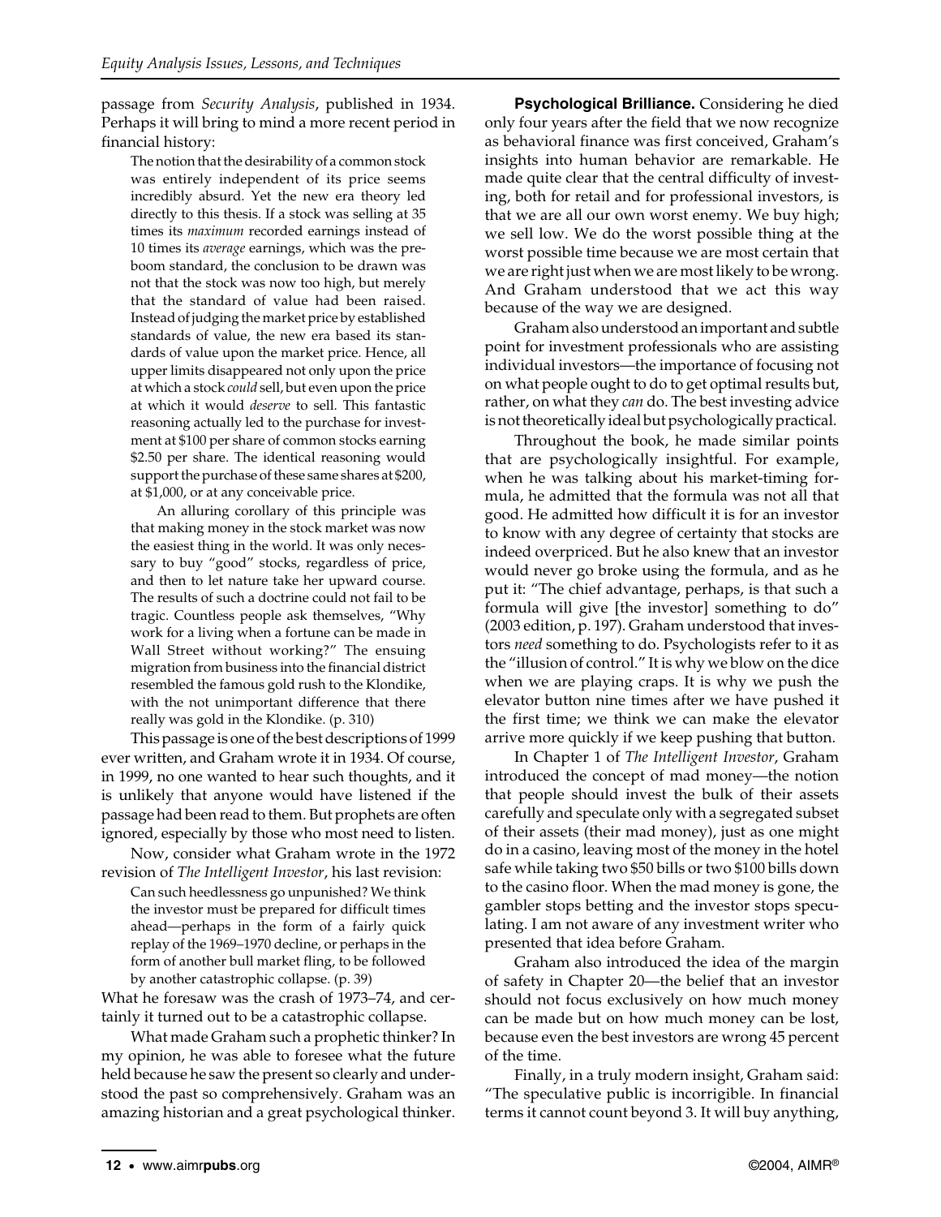passage from *Security Analysis*, published in 1934. Perhaps it will bring to mind a more recent period in financial history:

> The notion that the desirability of a common stock was entirely independent of its price seems incredibly absurd. Yet the new era theory led directly to this thesis. If a stock was selling at 35 times its *maximum* recorded earnings instead of 10 times its *average* earnings, which was the pre-boom standard, the conclusion to be drawn was not that the stock was now too high, but merely that the standard of value had been raised. Instead of judging the market price by established standards of value, the new era based its standards of value upon the market price. Hence, all upper limits disappeared not only upon the price at which a stock *could* sell, but even upon the price at which it would *deserve* to sell. This fantastic reasoning actually led to the purchase for investment at $100 per share of common stocks earning $2.50 per share. The identical reasoning would support the purchase of these same shares at $200, at $1,000, or at any conceivable price.
>
> An alluring corollary of this principle was that making money in the stock market was now the easiest thing in the world. It was only necessary to buy "good" stocks, regardless of price, and then to let nature take her upward course. The results of such a doctrine could not fail to be tragic. Countless people ask themselves, "Why work for a living when a fortune can be made in Wall Street without working?" The ensuing migration from business into the financial district resembled the famous gold rush to the Klondike, with the not unimportant difference that there really was gold in the Klondike. (p. 310)

This passage is one of the best descriptions of 1999 ever written, and Graham wrote it in 1934. Of course, in 1999, no one wanted to hear such thoughts, and it is unlikely that anyone would have listened if the passage had been read to them. But prophets are often ignored, especially by those who most need to listen.

Now, consider what Graham wrote in the 1972 revision of *The Intelligent Investor*, his last revision:

> Can such heedlessness go unpunished? We think the investor must be prepared for difficult times ahead—perhaps in the form of a fairly quick replay of the 1969–1970 decline, or perhaps in the form of another bull market fling, to be followed by another catastrophic collapse. (p. 39)

What he foresaw was the crash of 1973–74, and certainly it turned out to be a catastrophic collapse.

What made Graham such a prophetic thinker? In my opinion, he was able to foresee what the future held because he saw the present so clearly and understood the past so comprehensively. Graham was an amazing historian and a great psychological thinker.

**Psychological Brilliance.** Considering he died only four years after the field that we now recognize as behavioral finance was first conceived, Graham's insights into human behavior are remarkable. He made quite clear that the central difficulty of investing, both for retail and for professional investors, is that we are all our own worst enemy. We buy high; we sell low. We do the worst possible thing at the worst possible time because we are most certain that we are right just when we are most likely to be wrong. And Graham understood that we act this way because of the way we are designed.

Graham also understood an important and subtle point for investment professionals who are assisting individual investors—the importance of focusing not on what people ought to do to get optimal results but, rather, on what they *can* do. The best investing advice is not theoretically ideal but psychologically practical.

Throughout the book, he made similar points that are psychologically insightful. For example, when he was talking about his market-timing formula, he admitted that the formula was not all that good. He admitted how difficult it is for an investor to know with any degree of certainty that stocks are indeed overpriced. But he also knew that an investor would never go broke using the formula, and as he put it: "The chief advantage, perhaps, is that such a formula will give [the investor] something to do" (2003 edition, p. 197). Graham understood that investors *need* something to do. Psychologists refer to it as the "illusion of control." It is why we blow on the dice when we are playing craps. It is why we push the elevator button nine times after we have pushed it the first time; we think we can make the elevator arrive more quickly if we keep pushing that button.

In Chapter 1 of *The Intelligent Investor*, Graham introduced the concept of mad money—the notion that people should invest the bulk of their assets carefully and speculate only with a segregated subset of their assets (their mad money), just as one might do in a casino, leaving most of the money in the hotel safe while taking two $50 bills or two $100 bills down to the casino floor. When the mad money is gone, the gambler stops betting and the investor stops speculating. I am not aware of any investment writer who presented that idea before Graham.

Graham also introduced the idea of the margin of safety in Chapter 20—the belief that an investor should not focus exclusively on how much money can be made but on how much money can be lost, because even the best investors are wrong 45 percent of the time.

Finally, in a truly modern insight, Graham said: "The speculative public is incorrigible. In financial terms it cannot count beyond 3. It will buy anything,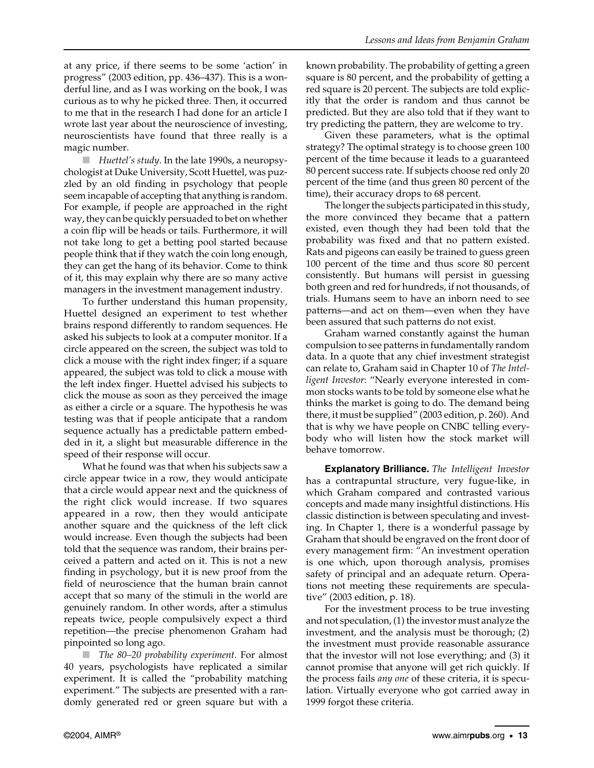at any price, if there seems to be some 'action' in progress" (2003 edition, pp. 436–437). This is a wonderful line, and as I was working on the book, I was curious as to why he picked three. Then, it occurred to me that in the research I had done for an article I wrote last year about the neuroscience of investing, neuroscientists have found that three really is a magic number.

- *Huettel's study*. In the late 1990s, a neuropsychologist at Duke University, Scott Huettel, was puzzled by an old finding in psychology that people seem incapable of accepting that anything is random. For example, if people are approached in the right way, they can be quickly persuaded to bet on whether a coin flip will be heads or tails. Furthermore, it will not take long to get a betting pool started because people think that if they watch the coin long enough, they can get the hang of its behavior. Come to think of it, this may explain why there are so many active managers in the investment management industry.

To further understand this human propensity, Huettel designed an experiment to test whether brains respond differently to random sequences. He asked his subjects to look at a computer monitor. If a circle appeared on the screen, the subject was told to click a mouse with the right index finger; if a square appeared, the subject was told to click a mouse with the left index finger. Huettel advised his subjects to click the mouse as soon as they perceived the image as either a circle or a square. The hypothesis he was testing was that if people anticipate that a random sequence actually has a predictable pattern embedded in it, a slight but measurable difference in the speed of their response will occur.

What he found was that when his subjects saw a circle appear twice in a row, they would anticipate that a circle would appear next and the quickness of the right click would increase. If two squares appeared in a row, then they would anticipate another square and the quickness of the left click would increase. Even though the subjects had been told that the sequence was random, their brains perceived a pattern and acted on it. This is not a new finding in psychology, but it is new proof from the field of neuroscience that the human brain cannot accept that so many of the stimuli in the world are genuinely random. In other words, after a stimulus repeats twice, people compulsively expect a third repetition—the precise phenomenon Graham had pinpointed so long ago.

- *The 80–20 probability experiment.* For almost 40 years, psychologists have replicated a similar experiment. It is called the "probability matching experiment." The subjects are presented with a randomly generated red or green square but with a known probability. The probability of getting a green square is 80 percent, and the probability of getting a red square is 20 percent. The subjects are told explicitly that the order is random and thus cannot be predicted. But they are also told that if they want to try predicting the pattern, they are welcome to try.

Given these parameters, what is the optimal strategy? The optimal strategy is to choose green 100 percent of the time because it leads to a guaranteed 80 percent success rate. If subjects choose red only 20 percent of the time (and thus green 80 percent of the time), their accuracy drops to 68 percent.

The longer the subjects participated in this study, the more convinced they became that a pattern existed, even though they had been told that the probability was fixed and that no pattern existed. Rats and pigeons can easily be trained to guess green 100 percent of the time and thus score 80 percent consistently. But humans will persist in guessing both green and red for hundreds, if not thousands, of trials. Humans seem to have an inborn need to see patterns—and act on them—even when they have been assured that such patterns do not exist.

Graham warned constantly against the human compulsion to see patterns in fundamentally random data. In a quote that any chief investment strategist can relate to, Graham said in Chapter 10 of *The Intelligent Investor*: "Nearly everyone interested in common stocks wants to be told by someone else what he thinks the market is going to do. The demand being there, it must be supplied" (2003 edition, p. 260). And that is why we have people on CNBC telling everybody who will listen how the stock market will behave tomorrow.

**Explanatory Brilliance.** *The Intelligent Investor* has a contrapuntal structure, very fugue-like, in which Graham compared and contrasted various concepts and made many insightful distinctions. His classic distinction is between speculating and investing. In Chapter 1, there is a wonderful passage by Graham that should be engraved on the front door of every management firm: "An investment operation is one which, upon thorough analysis, promises safety of principal and an adequate return. Operations not meeting these requirements are speculative" (2003 edition, p. 18).

For the investment process to be true investing and not speculation, (1) the investor must analyze the investment, and the analysis must be thorough; (2) the investment must provide reasonable assurance that the investor will not lose everything; and (3) it cannot promise that anyone will get rich quickly. If the process fails *any one* of these criteria, it is speculation. Virtually everyone who got carried away in 1999 forgot these criteria.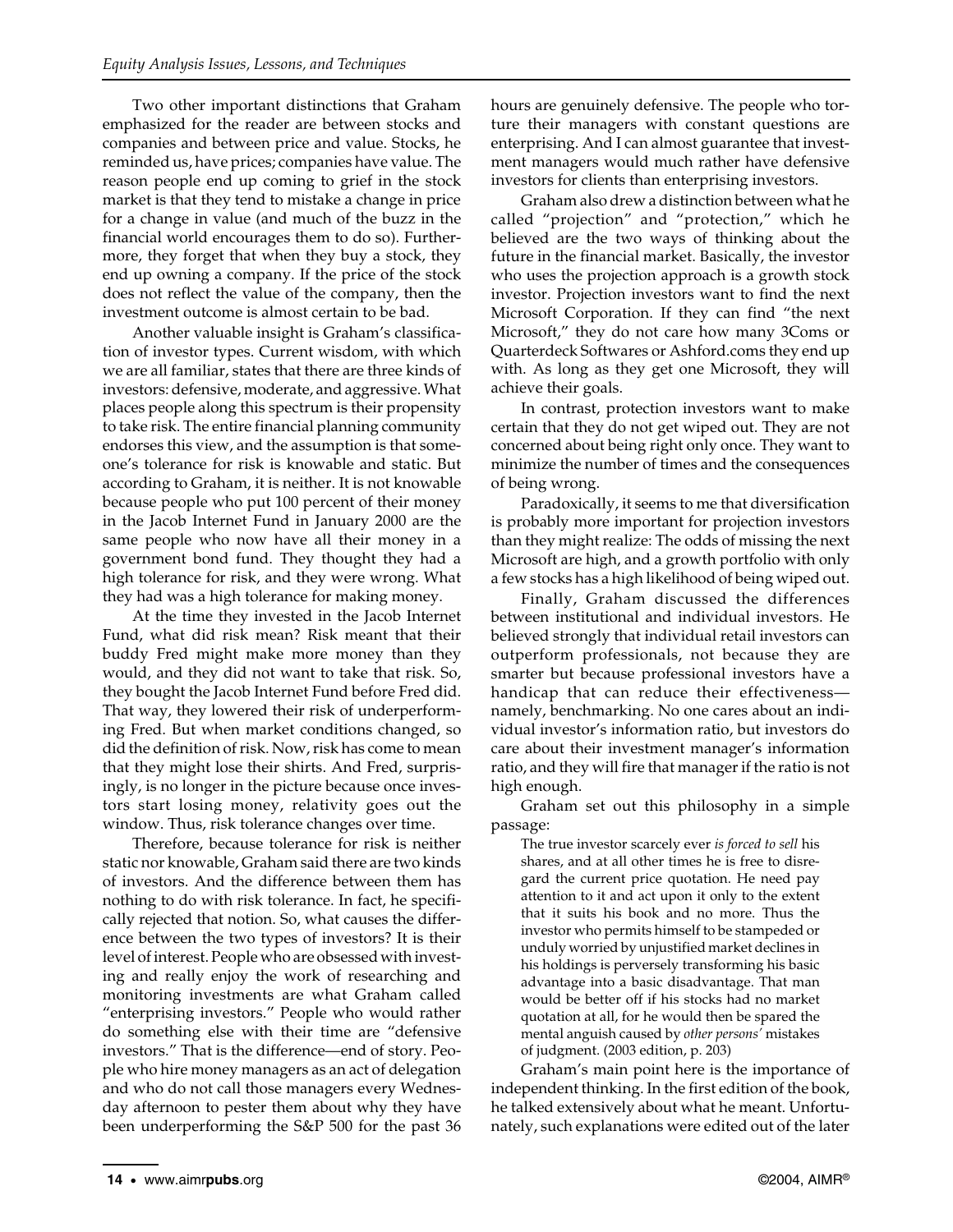Two other important distinctions that Graham emphasized for the reader are between stocks and companies and between price and value. Stocks, he reminded us, have prices; companies have value. The reason people end up coming to grief in the stock market is that they tend to mistake a change in price for a change in value (and much of the buzz in the financial world encourages them to do so). Furthermore, they forget that when they buy a stock, they end up owning a company. If the price of the stock does not reflect the value of the company, then the investment outcome is almost certain to be bad.

Another valuable insight is Graham's classification of investor types. Current wisdom, with which we are all familiar, states that there are three kinds of investors: defensive, moderate, and aggressive. What places people along this spectrum is their propensity to take risk. The entire financial planning community endorses this view, and the assumption is that someone's tolerance for risk is knowable and static. But according to Graham, it is neither. It is not knowable because people who put 100 percent of their money in the Jacob Internet Fund in January 2000 are the same people who now have all their money in a government bond fund. They thought they had a high tolerance for risk, and they were wrong. What they had was a high tolerance for making money.

At the time they invested in the Jacob Internet Fund, what did risk mean? Risk meant that their buddy Fred might make more money than they would, and they did not want to take that risk. So, they bought the Jacob Internet Fund before Fred did. That way, they lowered their risk of underperforming Fred. But when market conditions changed, so did the definition of risk. Now, risk has come to mean that they might lose their shirts. And Fred, surprisingly, is no longer in the picture because once investors start losing money, relativity goes out the window. Thus, risk tolerance changes over time.

Therefore, because tolerance for risk is neither static nor knowable, Graham said there are two kinds of investors. And the difference between them has nothing to do with risk tolerance. In fact, he specifically rejected that notion. So, what causes the difference between the two types of investors? It is their level of interest. People who are obsessed with investing and really enjoy the work of researching and monitoring investments are what Graham called "enterprising investors." People who would rather do something else with their time are "defensive investors." That is the difference—end of story. People who hire money managers as an act of delegation and who do not call those managers every Wednesday afternoon to pester them about why they have been underperforming the S&P 500 for the past 36 hours are genuinely defensive. The people who torture their managers with constant questions are enterprising. And I can almost guarantee that investment managers would much rather have defensive investors for clients than enterprising investors.

Graham also drew a distinction between what he called "projection" and "protection," which he believed are the two ways of thinking about the future in the financial market. Basically, the investor who uses the projection approach is a growth stock investor. Projection investors want to find the next Microsoft Corporation. If they can find "the next Microsoft," they do not care how many 3Coms or Quarterdeck Softwares or Ashford.coms they end up with. As long as they get one Microsoft, they will achieve their goals.

In contrast, protection investors want to make certain that they do not get wiped out. They are not concerned about being right only once. They want to minimize the number of times and the consequences of being wrong.

Paradoxically, it seems to me that diversification is probably more important for projection investors than they might realize: The odds of missing the next Microsoft are high, and a growth portfolio with only a few stocks has a high likelihood of being wiped out.

Finally, Graham discussed the differences between institutional and individual investors. He believed strongly that individual retail investors can outperform professionals, not because they are smarter but because professional investors have a handicap that can reduce their effectiveness—namely, benchmarking. No one cares about an individual investor's information ratio, but investors do care about their investment manager's information ratio, and they will fire that manager if the ratio is not high enough.

Graham set out this philosophy in a simple passage:

> The true investor scarcely ever *is forced to sell* his shares, and at all other times he is free to disregard the current price quotation. He need pay attention to it and act upon it only to the extent that it suits his book and no more. Thus the investor who permits himself to be stampeded or unduly worried by unjustified market declines in his holdings is perversely transforming his basic advantage into a basic disadvantage. That man would be better off if his stocks had no market quotation at all, for he would then be spared the mental anguish caused by *other persons'* mistakes of judgment. (2003 edition, p. 203)

Graham's main point here is the importance of independent thinking. In the first edition of the book, he talked extensively about what he meant. Unfortunately, such explanations were edited out of the later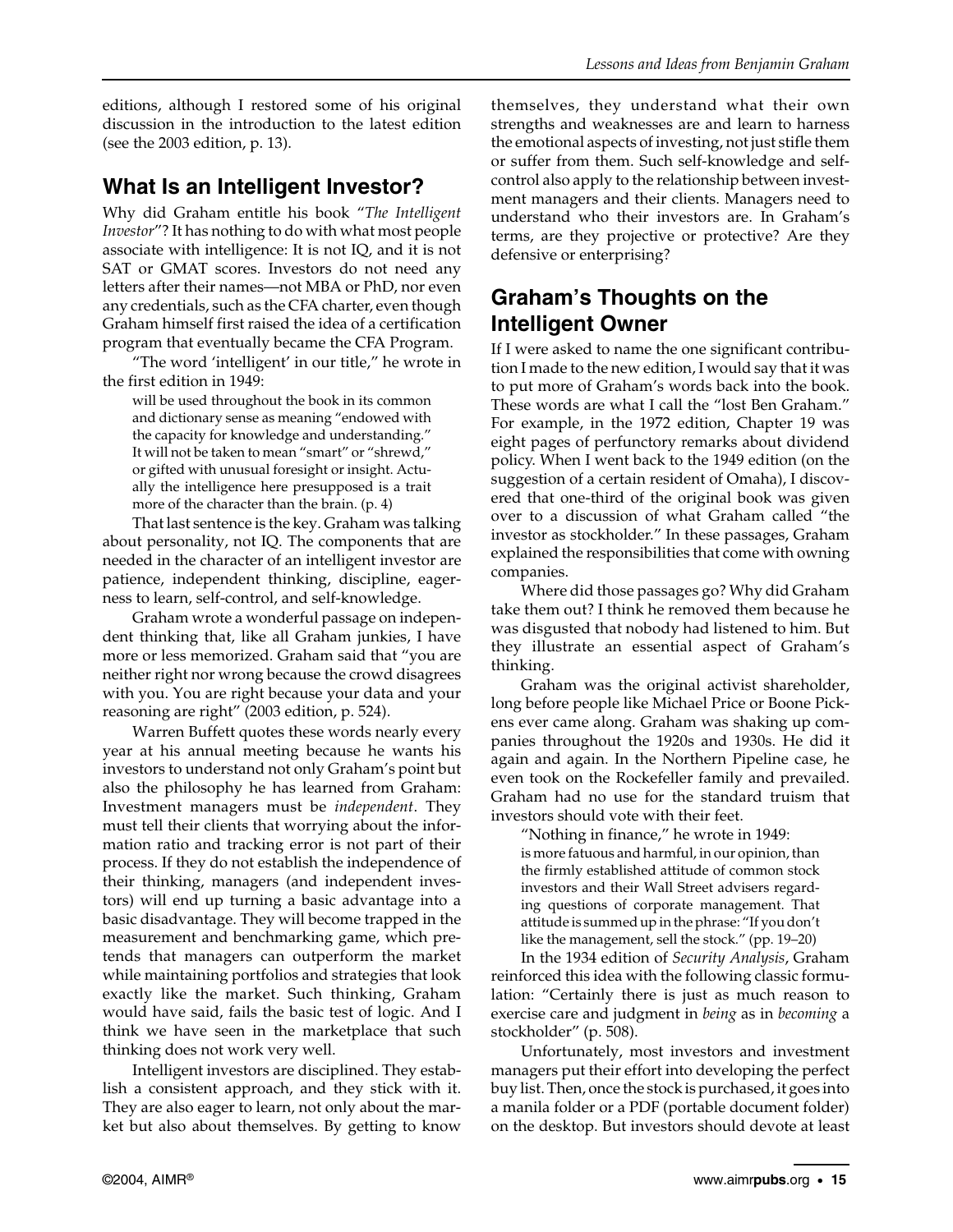editions, although I restored some of his original discussion in the introduction to the latest edition (see the 2003 edition, p. 13).

## What Is an Intelligent Investor?

Why did Graham entitle his book "*The Intelligent Investor*"? It has nothing to do with what most people associate with intelligence: It is not IQ, and it is not SAT or GMAT scores. Investors do not need any letters after their names—not MBA or PhD, nor even any credentials, such as the CFA charter, even though Graham himself first raised the idea of a certification program that eventually became the CFA Program.

"The word 'intelligent' in our title," he wrote in the first edition in 1949:

> will be used throughout the book in its common and dictionary sense as meaning "endowed with the capacity for knowledge and understanding." It will not be taken to mean "smart" or "shrewd," or gifted with unusual foresight or insight. Actually the intelligence here presupposed is a trait more of the character than the brain. (p. 4)

That last sentence is the key. Graham was talking about personality, not IQ. The components that are needed in the character of an intelligent investor are patience, independent thinking, discipline, eagerness to learn, self-control, and self-knowledge.

Graham wrote a wonderful passage on independent thinking that, like all Graham junkies, I have more or less memorized. Graham said that "you are neither right nor wrong because the crowd disagrees with you. You are right because your data and your reasoning are right" (2003 edition, p. 524).

Warren Buffett quotes these words nearly every year at his annual meeting because he wants his investors to understand not only Graham's point but also the philosophy he has learned from Graham: Investment managers must be *independent*. They must tell their clients that worrying about the information ratio and tracking error is not part of their process. If they do not establish the independence of their thinking, managers (and independent investors) will end up turning a basic advantage into a basic disadvantage. They will become trapped in the measurement and benchmarking game, which pretends that managers can outperform the market while maintaining portfolios and strategies that look exactly like the market. Such thinking, Graham would have said, fails the basic test of logic. And I think we have seen in the marketplace that such thinking does not work very well.

Intelligent investors are disciplined. They establish a consistent approach, and they stick with it. They are also eager to learn, not only about the market but also about themselves. By getting to know themselves, they understand what their own strengths and weaknesses are and learn to harness the emotional aspects of investing, not just stifle them or suffer from them. Such self-knowledge and self-control also apply to the relationship between investment managers and their clients. Managers need to understand who their investors are. In Graham's terms, are they projective or protective? Are they defensive or enterprising?

## Graham's Thoughts on the Intelligent Owner

If I were asked to name the one significant contribution I made to the new edition, I would say that it was to put more of Graham's words back into the book. These words are what I call the "lost Ben Graham." For example, in the 1972 edition, Chapter 19 was eight pages of perfunctory remarks about dividend policy. When I went back to the 1949 edition (on the suggestion of a certain resident of Omaha), I discovered that one-third of the original book was given over to a discussion of what Graham called "the investor as stockholder." In these passages, Graham explained the responsibilities that come with owning companies.

Where did those passages go? Why did Graham take them out? I think he removed them because he was disgusted that nobody had listened to him. But they illustrate an essential aspect of Graham's thinking.

Graham was the original activist shareholder, long before people like Michael Price or Boone Pickens ever came along. Graham was shaking up companies throughout the 1920s and 1930s. He did it again and again. In the Northern Pipeline case, he even took on the Rockefeller family and prevailed. Graham had no use for the standard truism that investors should vote with their feet.

"Nothing in finance," he wrote in 1949:

> is more fatuous and harmful, in our opinion, than the firmly established attitude of common stock investors and their Wall Street advisers regarding questions of corporate management. That attitude is summed up in the phrase: "If you don't like the management, sell the stock." (pp. 19–20)

In the 1934 edition of *Security Analysis*, Graham reinforced this idea with the following classic formulation: "Certainly there is just as much reason to exercise care and judgment in *being* as in *becoming* a stockholder" (p. 508).

Unfortunately, most investors and investment managers put their effort into developing the perfect buy list. Then, once the stock is purchased, it goes into a manila folder or a PDF (portable document folder) on the desktop. But investors should devote at least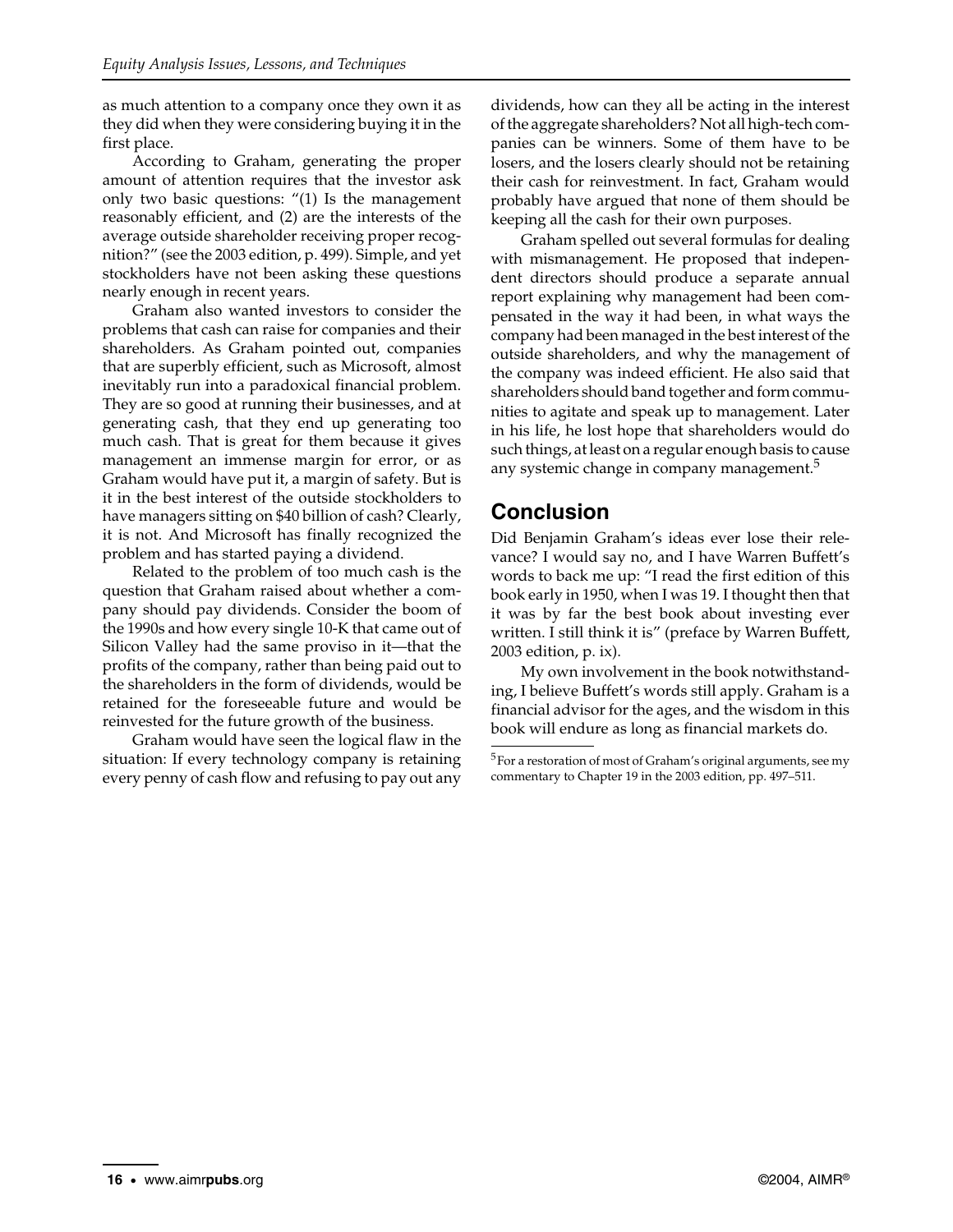as much attention to a company once they own it as they did when they were considering buying it in the first place.

According to Graham, generating the proper amount of attention requires that the investor ask only two basic questions: "(1) Is the management reasonably efficient, and (2) are the interests of the average outside shareholder receiving proper recognition?" (see the 2003 edition, p. 499). Simple, and yet stockholders have not been asking these questions nearly enough in recent years.

Graham also wanted investors to consider the problems that cash can raise for companies and their shareholders. As Graham pointed out, companies that are superbly efficient, such as Microsoft, almost inevitably run into a paradoxical financial problem. They are so good at running their businesses, and at generating cash, that they end up generating too much cash. That is great for them because it gives management an immense margin for error, or as Graham would have put it, a margin of safety. But is it in the best interest of the outside stockholders to have managers sitting on $40 billion of cash? Clearly, it is not. And Microsoft has finally recognized the problem and has started paying a dividend.

Related to the problem of too much cash is the question that Graham raised about whether a company should pay dividends. Consider the boom of the 1990s and how every single 10-K that came out of Silicon Valley had the same proviso in it—that the profits of the company, rather than being paid out to the shareholders in the form of dividends, would be retained for the foreseeable future and would be reinvested for the future growth of the business.

Graham would have seen the logical flaw in the situation: If every technology company is retaining every penny of cash flow and refusing to pay out any dividends, how can they all be acting in the interest of the aggregate shareholders? Not all high-tech companies can be winners. Some of them have to be losers, and the losers clearly should not be retaining their cash for reinvestment. In fact, Graham would probably have argued that none of them should be keeping all the cash for their own purposes.

Graham spelled out several formulas for dealing with mismanagement. He proposed that independent directors should produce a separate annual report explaining why management had been compensated in the way it had been, in what ways the company had been managed in the best interest of the outside shareholders, and why the management of the company was indeed efficient. He also said that shareholders should band together and form communities to agitate and speak up to management. Later in his life, he lost hope that shareholders would do such things, at least on a regular enough basis to cause any systemic change in company management.[5]

## Conclusion

Did Benjamin Graham's ideas ever lose their relevance? I would say no, and I have Warren Buffett's words to back me up: "I read the first edition of this book early in 1950, when I was 19. I thought then that it was by far the best book about investing ever written. I still think it is" (preface by Warren Buffett, 2003 edition, p. ix).

My own involvement in the book notwithstanding, I believe Buffett's words still apply. Graham is a financial advisor for the ages, and the wisdom in this book will endure as long as financial markets do.

[5] For a restoration of most of Graham's original arguments, see my commentary to Chapter 19 in the 2003 edition, pp. 497–511.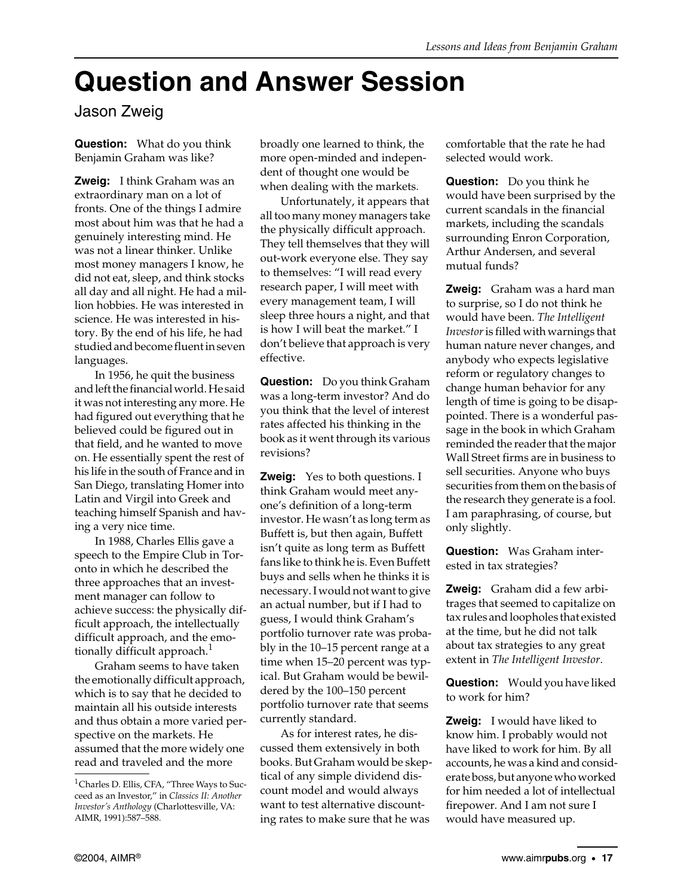# Question and Answer Session

Jason Zweig

**Question:** What do you think Benjamin Graham was like?

**Zweig:** I think Graham was an extraordinary man on a lot of fronts. One of the things I admire most about him was that he had a genuinely interesting mind. He was not a linear thinker. Unlike most money managers I know, he did not eat, sleep, and think stocks all day and all night. He had a million hobbies. He was interested in science. He was interested in history. By the end of his life, he had studied and become fluent in seven languages.

In 1956, he quit the business and left the financial world. He said it was not interesting any more. He had figured out everything that he believed could be figured out in that field, and he wanted to move on. He essentially spent the rest of his life in the south of France and in San Diego, translating Homer into Latin and Virgil into Greek and teaching himself Spanish and having a very nice time.

In 1988, Charles Ellis gave a speech to the Empire Club in Toronto in which he described the three approaches that an investment manager can follow to achieve success: the physically difficult approach, the intellectually difficult approach, and the emotionally difficult approach.[1]

Graham seems to have taken the emotionally difficult approach, which is to say that he decided to maintain all his outside interests and thus obtain a more varied perspective on the markets. He assumed that the more widely one read and traveled and the more broadly one learned to think, the more open-minded and independent of thought one would be when dealing with the markets.

Unfortunately, it appears that all too many money managers take the physically difficult approach. They tell themselves that they will out-work everyone else. They say to themselves: "I will read every research paper, I will meet with every management team, I will sleep three hours a night, and that is how I will beat the market." I don't believe that approach is very effective.

**Question:** Do you think Graham was a long-term investor? And do you think that the level of interest rates affected his thinking in the book as it went through its various revisions?

**Zweig:** Yes to both questions. I think Graham would meet anyone's definition of a long-term investor. He wasn't as long term as Buffett is, but then again, Buffett isn't quite as long term as Buffett fans like to think he is. Even Buffett buys and sells when he thinks it is necessary. I would not want to give an actual number, but if I had to guess, I would think Graham's portfolio turnover rate was probably in the 10–15 percent range at a time when 15–20 percent was typical. But Graham would be bewildered by the 100–150 percent portfolio turnover rate that seems currently standard.

As for interest rates, he discussed them extensively in both books. But Graham would be skeptical of any simple dividend discount model and would always want to test alternative discounting rates to make sure that he was comfortable that the rate he had selected would work.

**Question:** Do you think he would have been surprised by the current scandals in the financial markets, including the scandals surrounding Enron Corporation, Arthur Andersen, and several mutual funds?

**Zweig:** Graham was a hard man to surprise, so I do not think he would have been. *The Intelligent Investor* is filled with warnings that human nature never changes, and anybody who expects legislative reform or regulatory changes to change human behavior for any length of time is going to be disappointed. There is a wonderful passage in the book in which Graham reminded the reader that the major Wall Street firms are in business to sell securities. Anyone who buys securities from them on the basis of the research they generate is a fool. I am paraphrasing, of course, but only slightly.

**Question:** Was Graham interested in tax strategies?

**Zweig:** Graham did a few arbitrages that seemed to capitalize on tax rules and loopholes that existed at the time, but he did not talk about tax strategies to any great extent in *The Intelligent Investor*.

**Question:** Would you have liked to work for him?

**Zweig:** I would have liked to know him. I probably would not have liked to work for him. By all accounts, he was a kind and considerate boss, but anyone who worked for him needed a lot of intellectual firepower. And I am not sure I would have measured up.

---

[1] Charles D. Ellis, CFA, "Three Ways to Succeed as an Investor," in *Classics II: Another Investor's Anthology* (Charlottesville, VA: AIMR, 1991):587–588.